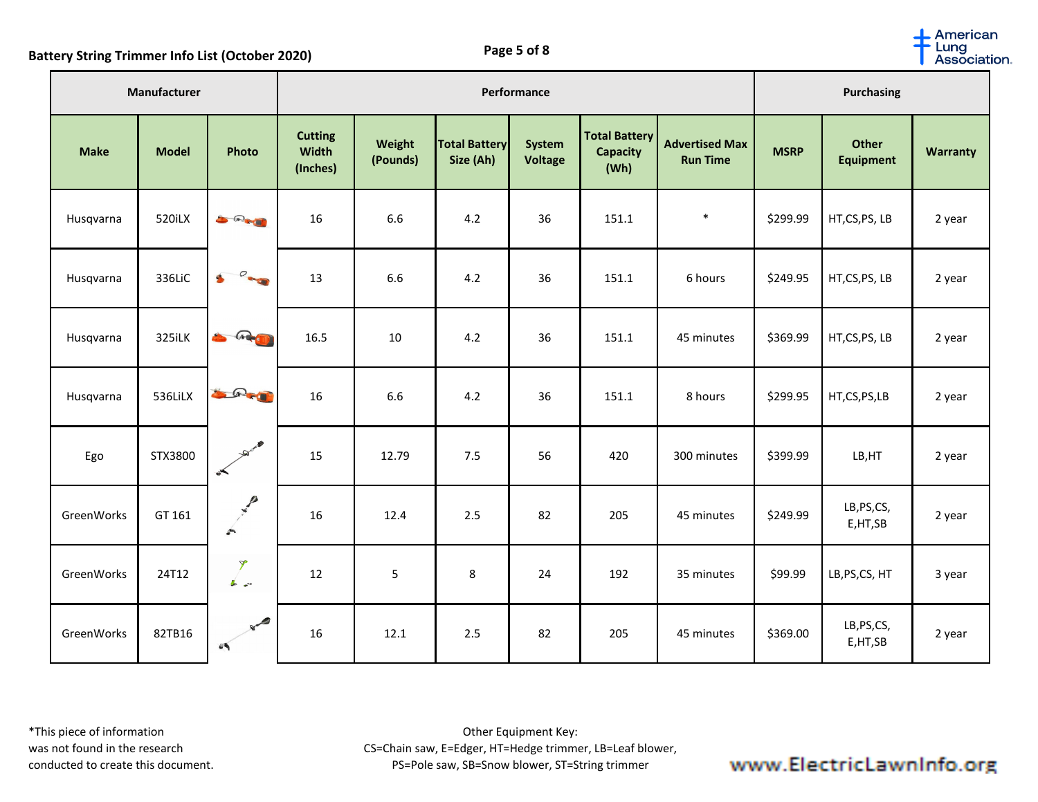# Battery String Trimmer Info List (October 2020)

| Manufacturer | | | Performance | | | | | | Purchasing | | |
|---|---|---|---|---|---|---|---|---|---|---|---|
| **Make** | **Model** | **Photo** | **Cutting Width (Inches)** | **Weight (Pounds)** | **Total Battery Size (Ah)** | **System Voltage** | **Total Battery Capacity (Wh)** | **Advertised Max Run Time** | **MSRP** | **Other Equipment** | **Warranty** |
| Husqvarna | 520iLX | | 16 | 6.6 | 4.2 | 36 | 151.1 | * | $299.99 | HT,CS,PS, LB | 2 year |
| Husqvarna | 336LiC | | 13 | 6.6 | 4.2 | 36 | 151.1 | 6 hours | $249.95 | HT,CS,PS, LB | 2 year |
| Husqvarna | 325iLK | | 16.5 | 10 | 4.2 | 36 | 151.1 | 45 minutes | $369.99 | HT,CS,PS, LB | 2 year |
| Husqvarna | 536LiLX | | 16 | 6.6 | 4.2 | 36 | 151.1 | 8 hours | $299.95 | HT,CS,PS,LB | 2 year |
| Ego | STX3800 | | 15 | 12.79 | 7.5 | 56 | 420 | 300 minutes | $399.99 | LB,HT | 2 year |
| GreenWorks | GT 161 | | 16 | 12.4 | 2.5 | 82 | 205 | 45 minutes | $249.99 | LB,PS,CS, E,HT,SB | 2 year |
| GreenWorks | 24T12 | | 12 | 5 | 8 | 24 | 192 | 35 minutes | $99.99 | LB,PS,CS, HT | 3 year |
| GreenWorks | 82TB16 | | 16 | 12.1 | 2.5 | 82 | 205 | 45 minutes | $369.00 | LB,PS,CS, E,HT,SB | 2 year |

*This piece of information was not found in the research conducted to create this document.

Other Equipment Key:
CS=Chain saw, E=Edger, HT=Hedge trimmer, LB=Leaf blower, PS=Pole saw, SB=Snow blower, ST=String trimmer

www.ElectricLawnInfo.org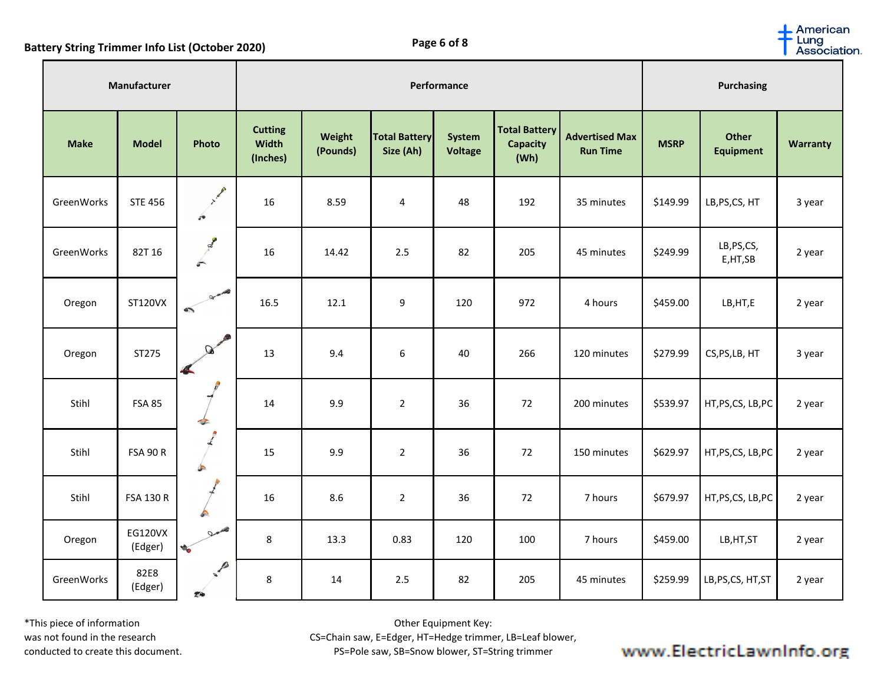| Manufacturer | | | Performance | | | | | | Purchasing | | |
|---|---|---|---|---|---|---|---|---|---|---|---|
| Make | Model | Photo | Cutting Width (Inches) | Weight (Pounds) | Total Battery Size (Ah) | System Voltage | Total Battery Capacity (Wh) | Advertised Max Run Time | MSRP | Other Equipment | Warranty |
| GreenWorks | STE 456 | | 16 | 8.59 | 4 | 48 | 192 | 35 minutes | $149.99 | LB,PS,CS, HT | 3 year |
| GreenWorks | 82T 16 | | 16 | 14.42 | 2.5 | 82 | 205 | 45 minutes | $249.99 | LB,PS,CS, E,HT,SB | 2 year |
| Oregon | ST120VX | | 16.5 | 12.1 | 9 | 120 | 972 | 4 hours | $459.00 | LB,HT,E | 2 year |
| Oregon | ST275 | | 13 | 9.4 | 6 | 40 | 266 | 120 minutes | $279.99 | CS,PS,LB, HT | 3 year |
| Stihl | FSA 85 | | 14 | 9.9 | 2 | 36 | 72 | 200 minutes | $539.97 | HT,PS,CS, LB,PC | 2 year |
| Stihl | FSA 90 R | | 15 | 9.9 | 2 | 36 | 72 | 150 minutes | $629.97 | HT,PS,CS, LB,PC | 2 year |
| Stihl | FSA 130 R | | 16 | 8.6 | 2 | 36 | 72 | 7 hours | $679.97 | HT,PS,CS, LB,PC | 2 year |
| Oregon | EG120VX (Edger) | | 8 | 13.3 | 0.83 | 120 | 100 | 7 hours | $459.00 | LB,HT,ST | 2 year |
| GreenWorks | 82E8 (Edger) | | 8 | 14 | 2.5 | 82 | 205 | 45 minutes | $259.99 | LB,PS,CS, HT,ST | 2 year |

*This piece of information was not found in the research conducted to create this document.

Other Equipment Key:
CS=Chain saw, E=Edger, HT=Hedge trimmer, LB=Leaf blower, PS=Pole saw, SB=Snow blower, ST=String trimmer

www.ElectricLawnInfo.org